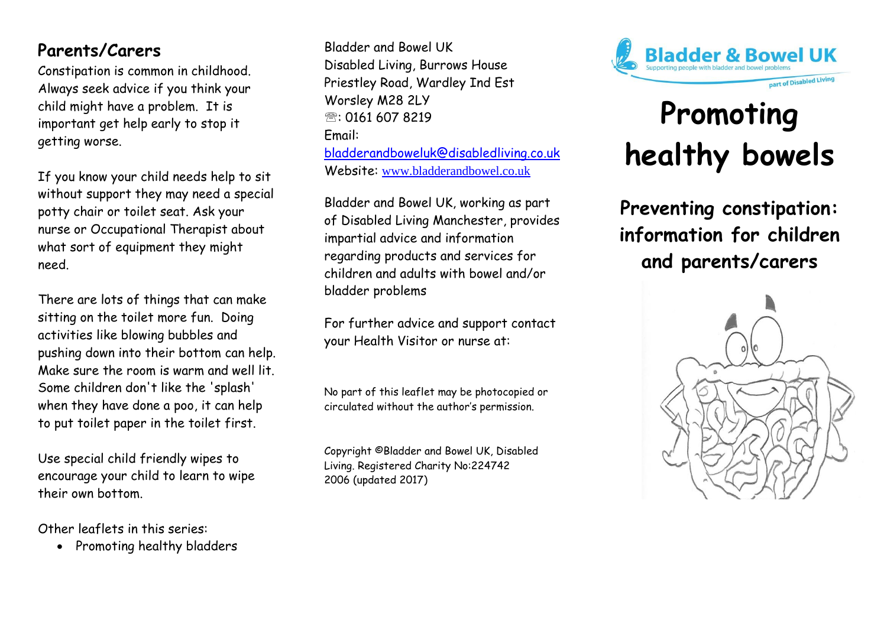## Parents/Carers

Constipation is common in childhood. Always seek advice if you think your child might have a problem. It is important get help early to stop it getting worse.

If you know your child needs help to sit without support they may need a special potty chair or toilet seat. Ask your nurse or Occupational Therapist about what sort of equipment they might need.

There are lots of things that can make sitting on the toilet more fun. Doing activities like blowing bubbles and pushing down into their bottom can help. Make sure the room is warm and well lit. Some children don't like the 'splash' when they have done a poo, it can help to put toilet paper in the toilet first.

Use special child friendly wipes to encourage your child to learn to wipe their own bottom.

Other leaflets in this series:

- Promoting healthy bladders

Bladder and Bowel UK
Disabled Living, Burrows House
Priestley Road, Wardley Ind Est
Worsley M28 2LY
☏: 0161 607 8219
Email:
bladderandboweluk@disabledliving.co.uk
Website: www.bladderandbowel.co.uk

Bladder and Bowel UK, working as part of Disabled Living Manchester, provides impartial advice and information regarding products and services for children and adults with bowel and/or bladder problems

For further advice and support contact your Health Visitor or nurse at:

No part of this leaflet may be photocopied or circulated without the author's permission.

Copyright ©Bladder and Bowel UK, Disabled Living. Registered Charity No:224742
2006 (updated 2017)

Bladder & Bowel UK
Supporting people with bladder and bowel problems
part of Disabled Living

# Promoting healthy bowels

## Preventing constipation: information for children and parents/carers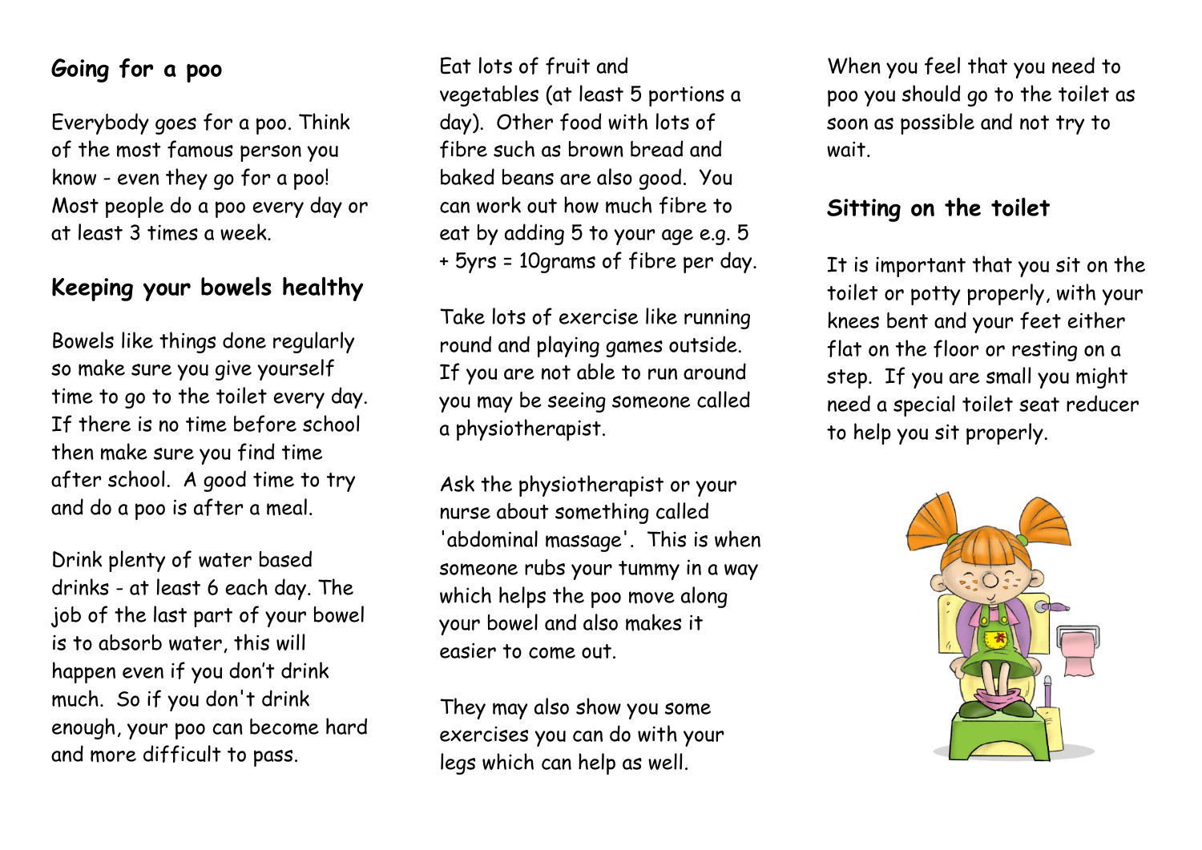## Going for a poo

Everybody goes for a poo. Think of the most famous person you know - even they go for a poo! Most people do a poo every day or at least 3 times a week.

## Keeping your bowels healthy

Bowels like things done regularly so make sure you give yourself time to go to the toilet every day. If there is no time before school then make sure you find time after school. A good time to try and do a poo is after a meal.

Drink plenty of water based drinks - at least 6 each day. The job of the last part of your bowel is to absorb water, this will happen even if you don't drink much. So if you don't drink enough, your poo can become hard and more difficult to pass.

Eat lots of fruit and vegetables (at least 5 portions a day). Other food with lots of fibre such as brown bread and baked beans are also good. You can work out how much fibre to eat by adding 5 to your age e.g. 5 + 5yrs = 10grams of fibre per day.

Take lots of exercise like running round and playing games outside. If you are not able to run around you may be seeing someone called a physiotherapist.

Ask the physiotherapist or your nurse about something called 'abdominal massage'. This is when someone rubs your tummy in a way which helps the poo move along your bowel and also makes it easier to come out.

They may also show you some exercises you can do with your legs which can help as well.

When you feel that you need to poo you should go to the toilet as soon as possible and not try to wait.

## Sitting on the toilet

It is important that you sit on the toilet or potty properly, with your knees bent and your feet either flat on the floor or resting on a step. If you are small you might need a special toilet seat reducer to help you sit properly.